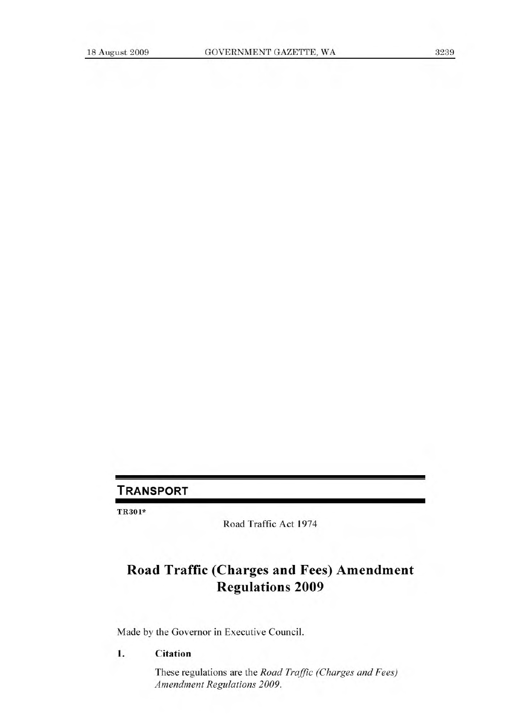## TRANSPORT

**TR301***

Road Traffic Act 1974

# Road Traffic (Charges and Fees) Amendment Regulations 2009

Made by the Governor in Executive Council.

### 1. Citation

These regulations are the *Road Traffic (Charges and Fees) Amendment Regulations 2009*.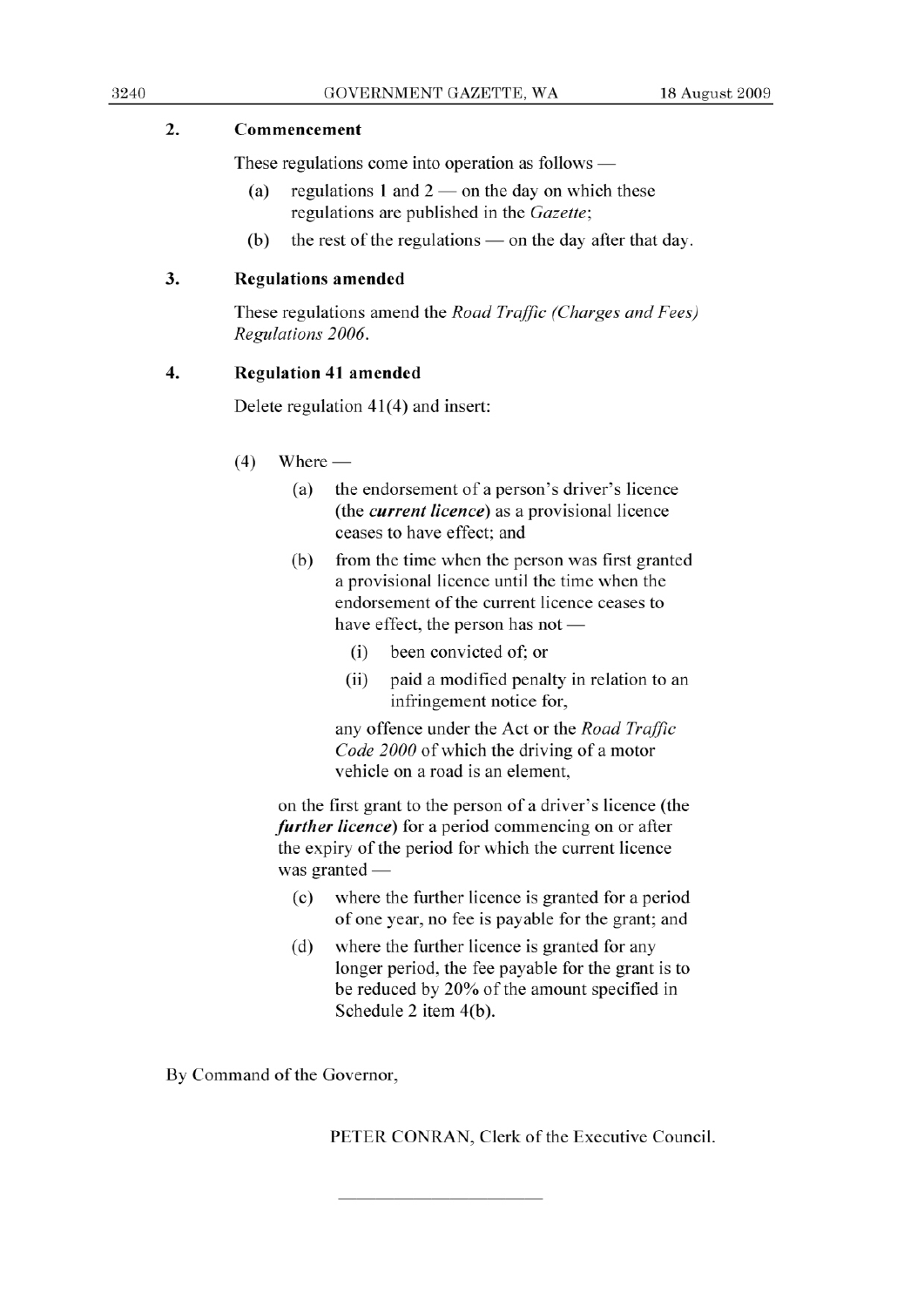## 2. Commencement

These regulations come into operation as follows —

(a) regulations 1 and 2 — on the day on which these regulations are published in the *Gazette*;

(b) the rest of the regulations — on the day after that day.

## 3. Regulations amended

These regulations amend the *Road Traffic (Charges and Fees) Regulations 2006*.

## 4. Regulation 41 amended

Delete regulation 41(4) and insert:

(4) Where —

(a) the endorsement of a person's driver's licence (the ***current licence***) as a provisional licence ceases to have effect; and

(b) from the time when the person was first granted a provisional licence until the time when the endorsement of the current licence ceases to have effect, the person has not —

(i) been convicted of; or

(ii) paid a modified penalty in relation to an infringement notice for,

any offence under the Act or the *Road Traffic Code 2000* of which the driving of a motor vehicle on a road is an element,

on the first grant to the person of a driver's licence (the ***further licence***) for a period commencing on or after the expiry of the period for which the current licence was granted —

(c) where the further licence is granted for a period of one year, no fee is payable for the grant; and

(d) where the further licence is granted for any longer period, the fee payable for the grant is to be reduced by 20% of the amount specified in Schedule 2 item 4(b).

By Command of the Governor,

PETER CONRAN, Clerk of the Executive Council.